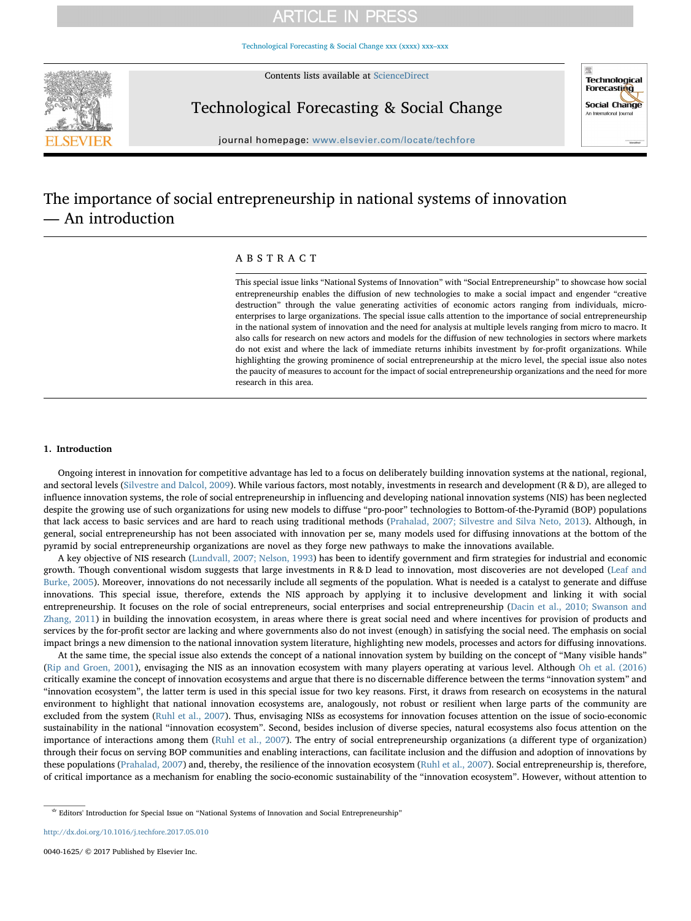# The importance of social entrepreneurship in national systems of innovation — An introduction

## ABSTRACT

This special issue links "National Systems of Innovation" with "Social Entrepreneurship" to showcase how social entrepreneurship enables the diffusion of new technologies to make a social impact and engender "creative destruction" through the value generating activities of economic actors ranging from individuals, micro-enterprises to large organizations. The special issue calls attention to the importance of social entrepreneurship in the national system of innovation and the need for analysis at multiple levels ranging from micro to macro. It also calls for research on new actors and models for the diffusion of new technologies in sectors where markets do not exist and where the lack of immediate returns inhibits investment by for-profit organizations. While highlighting the growing prominence of social entrepreneurship at the micro level, the special issue also notes the paucity of measures to account for the impact of social entrepreneurship organizations and the need for more research in this area.

## 1. Introduction

Ongoing interest in innovation for competitive advantage has led to a focus on deliberately building innovation systems at the national, regional, and sectoral levels (Silvestre and Dalcol, 2009). While various factors, most notably, investments in research and development (R & D), are alleged to influence innovation systems, the role of social entrepreneurship in influencing and developing national innovation systems (NIS) has been neglected despite the growing use of such organizations for using new models to diffuse "pro-poor" technologies to Bottom-of-the-Pyramid (BOP) populations that lack access to basic services and are hard to reach using traditional methods (Prahalad, 2007; Silvestre and Silva Neto, 2013). Although, in general, social entrepreneurship has not been associated with innovation per se, many models used for diffusing innovations at the bottom of the pyramid by social entrepreneurship organizations are novel as they forge new pathways to make the innovations available.

A key objective of NIS research (Lundvall, 2007; Nelson, 1993) has been to identify government and firm strategies for industrial and economic growth. Though conventional wisdom suggests that large investments in R & D lead to innovation, most discoveries are not developed (Leaf and Burke, 2005). Moreover, innovations do not necessarily include all segments of the population. What is needed is a catalyst to generate and diffuse innovations. This special issue, therefore, extends the NIS approach by applying it to inclusive development and linking it with social entrepreneurship. It focuses on the role of social entrepreneurs, social enterprises and social entrepreneurship (Dacin et al., 2010; Swanson and Zhang, 2011) in building the innovation ecosystem, in areas where there is great social need and where incentives for provision of products and services by the for-profit sector are lacking and where governments also do not invest (enough) in satisfying the social need. The emphasis on social impact brings a new dimension to the national innovation system literature, highlighting new models, processes and actors for diffusing innovations.

At the same time, the special issue also extends the concept of a national innovation system by building on the concept of "Many visible hands" (Rip and Groen, 2001), envisaging the NIS as an innovation ecosystem with many players operating at various level. Although Oh et al. (2016) critically examine the concept of innovation ecosystems and argue that there is no discernable difference between the terms "innovation system" and "innovation ecosystem", the latter term is used in this special issue for two key reasons. First, it draws from research on ecosystems in the natural environment to highlight that national innovation ecosystems are, analogously, not robust or resilient when large parts of the community are excluded from the system (Ruhl et al., 2007). Thus, envisaging NISs as ecosystems for innovation focuses attention on the issue of socio-economic sustainability in the national "innovation ecosystem". Second, besides inclusion of diverse species, natural ecosystems also focus attention on the importance of interactions among them (Ruhl et al., 2007). The entry of social entrepreneurship organizations (a different type of organization) through their focus on serving BOP communities and enabling interactions, can facilitate inclusion and the diffusion and adoption of innovations by these populations (Prahalad, 2007) and, thereby, the resilience of the innovation ecosystem (Ruhl et al., 2007). Social entrepreneurship is, therefore, of critical importance as a mechanism for enabling the socio-economic sustainability of the "innovation ecosystem". However, without attention to

☆ Editors' Introduction for Special Issue on "National Systems of Innovation and Social Entrepreneurship"

http://dx.doi.org/10.1016/j.techfore.2017.05.010

0040-1625/ © 2017 Published by Elsevier Inc.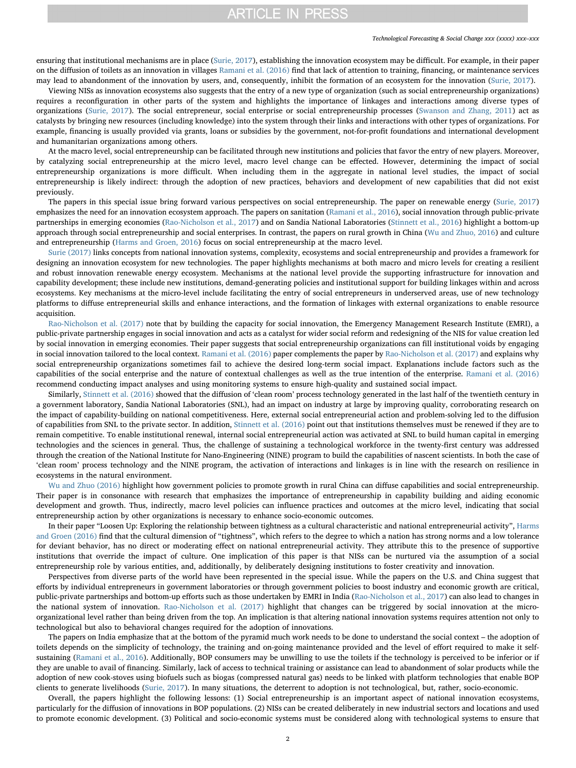ensuring that institutional mechanisms are in place (Surie, 2017), establishing the innovation ecosystem may be difficult. For example, in their paper on the diffusion of toilets as an innovation in villages Ramani et al. (2016) find that lack of attention to training, financing, or maintenance services may lead to abandonment of the innovation by users, and, consequently, inhibit the formation of an ecosystem for the innovation (Surie, 2017).

Viewing NISs as innovation ecosystems also suggests that the entry of a new type of organization (such as social entrepreneurship organizations) requires a reconfiguration in other parts of the system and highlights the importance of linkages and interactions among diverse types of organizations (Surie, 2017). The social entrepreneur, social enterprise or social entrepreneurship processes (Swanson and Zhang, 2011) act as catalysts by bringing new resources (including knowledge) into the system through their links and interactions with other types of organizations. For example, financing is usually provided via grants, loans or subsidies by the government, not-for-profit foundations and international development and humanitarian organizations among others.

At the macro level, social entrepreneurship can be facilitated through new institutions and policies that favor the entry of new players. Moreover, by catalyzing social entrepreneurship at the micro level, macro level change can be effected. However, determining the impact of social entrepreneurship organizations is more difficult. When including them in the aggregate in national level studies, the impact of social entrepreneurship is likely indirect: through the adoption of new practices, behaviors and development of new capabilities that did not exist previously.

The papers in this special issue bring forward various perspectives on social entrepreneurship. The paper on renewable energy (Surie, 2017) emphasizes the need for an innovation ecosystem approach. The papers on sanitation (Ramani et al., 2016), social innovation through public-private partnerships in emerging economies (Rao-Nicholson et al., 2017) and on Sandia National Laboratories (Stinnett et al., 2016) highlight a bottom-up approach through social entrepreneurship and social enterprises. In contrast, the papers on rural growth in China (Wu and Zhuo, 2016) and culture and entrepreneurship (Harms and Groen, 2016) focus on social entrepreneurship at the macro level.

Surie (2017) links concepts from national innovation systems, complexity, ecosystems and social entrepreneurship and provides a framework for designing an innovation ecosystem for new technologies. The paper highlights mechanisms at both macro and micro levels for creating a resilient and robust innovation renewable energy ecosystem. Mechanisms at the national level provide the supporting infrastructure for innovation and capability development; these include new institutions, demand-generating policies and institutional support for building linkages within and across ecosystems. Key mechanisms at the micro-level include facilitating the entry of social entrepreneurs in underserved areas, use of new technology platforms to diffuse entrepreneurial skills and enhance interactions, and the formation of linkages with external organizations to enable resource acquisition.

Rao-Nicholson et al. (2017) note that by building the capacity for social innovation, the Emergency Management Research Institute (EMRI), a public-private partnership engages in social innovation and acts as a catalyst for wider social reform and redesigning of the NIS for value creation led by social innovation in emerging economies. Their paper suggests that social entrepreneurship organizations can fill institutional voids by engaging in social innovation tailored to the local context. Ramani et al. (2016) paper complements the paper by Rao-Nicholson et al. (2017) and explains why social entrepreneurship organizations sometimes fail to achieve the desired long-term social impact. Explanations include factors such as the capabilities of the social enterprise and the nature of contextual challenges as well as the true intention of the enterprise. Ramani et al. (2016) recommend conducting impact analyses and using monitoring systems to ensure high-quality and sustained social impact.

Similarly, Stinnett et al. (2016) showed that the diffusion of 'clean room' process technology generated in the last half of the twentieth century in a government laboratory, Sandia National Laboratories (SNL), had an impact on industry at large by improving quality, corroborating research on the impact of capability-building on national competitiveness. Here, external social entrepreneurial action and problem-solving led to the diffusion of capabilities from SNL to the private sector. In addition, Stinnett et al. (2016) point out that institutions themselves must be renewed if they are to remain competitive. To enable institutional renewal, internal social entrepreneurial action was activated at SNL to build human capital in emerging technologies and the sciences in general. Thus, the challenge of sustaining a technological workforce in the twenty-first century was addressed through the creation of the National Institute for Nano-Engineering (NINE) program to build the capabilities of nascent scientists. In both the case of 'clean room' process technology and the NINE program, the activation of interactions and linkages is in line with the research on resilience in ecosystems in the natural environment.

Wu and Zhuo (2016) highlight how government policies to promote growth in rural China can diffuse capabilities and social entrepreneurship. Their paper is in consonance with research that emphasizes the importance of entrepreneurship in capability building and aiding economic development and growth. Thus, indirectly, macro level policies can influence practices and outcomes at the micro level, indicating that social entrepreneurship action by other organizations is necessary to enhance socio-economic outcomes.

In their paper "Loosen Up: Exploring the relationship between tightness as a cultural characteristic and national entrepreneurial activity", Harms and Groen (2016) find that the cultural dimension of "tightness", which refers to the degree to which a nation has strong norms and a low tolerance for deviant behavior, has no direct or moderating effect on national entrepreneurial activity. They attribute this to the presence of supportive institutions that override the impact of culture. One implication of this paper is that NISs can be nurtured via the assumption of a social entrepreneurship role by various entities, and, additionally, by deliberately designing institutions to foster creativity and innovation.

Perspectives from diverse parts of the world have been represented in the special issue. While the papers on the U.S. and China suggest that efforts by individual entrepreneurs in government laboratories or through government policies to boost industry and economic growth are critical, public-private partnerships and bottom-up efforts such as those undertaken by EMRI in India (Rao-Nicholson et al., 2017) can also lead to changes in the national system of innovation. Rao-Nicholson et al. (2017) highlight that changes can be triggered by social innovation at the micro-organizational level rather than being driven from the top. An implication is that altering national innovation systems requires attention not only to technological but also to behavioral changes required for the adoption of innovations.

The papers on India emphasize that at the bottom of the pyramid much work needs to be done to understand the social context – the adoption of toilets depends on the simplicity of technology, the training and on-going maintenance provided and the level of effort required to make it self-sustaining (Ramani et al., 2016). Additionally, BOP consumers may be unwilling to use the toilets if the technology is perceived to be inferior or if they are unable to avail of financing. Similarly, lack of access to technical training or assistance can lead to abandonment of solar products while the adoption of new cook-stoves using biofuels such as biogas (compressed natural gas) needs to be linked with platform technologies that enable BOP clients to generate livelihoods (Surie, 2017). In many situations, the deterrent to adoption is not technological, but, rather, socio-economic.

Overall, the papers highlight the following lessons: (1) Social entrepreneurship is an important aspect of national innovation ecosystems, particularly for the diffusion of innovations in BOP populations. (2) NISs can be created deliberately in new industrial sectors and locations and used to promote economic development. (3) Political and socio-economic systems must be considered along with technological systems to ensure that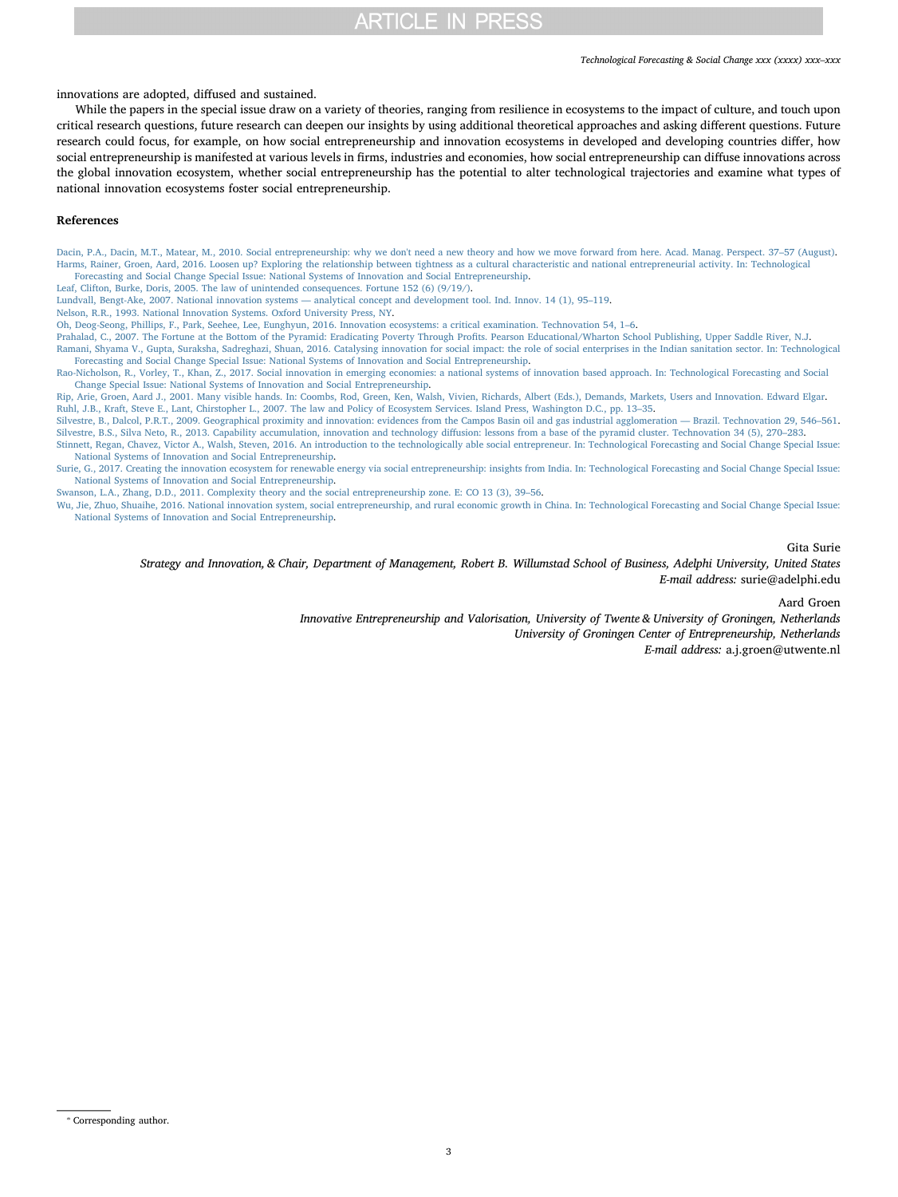innovations are adopted, diffused and sustained.

While the papers in the special issue draw on a variety of theories, ranging from resilience in ecosystems to the impact of culture, and touch upon critical research questions, future research can deepen our insights by using additional theoretical approaches and asking different questions. Future research could focus, for example, on how social entrepreneurship and innovation ecosystems in developed and developing countries differ, how social entrepreneurship is manifested at various levels in firms, industries and economies, how social entrepreneurship can diffuse innovations across the global innovation ecosystem, whether social entrepreneurship has the potential to alter technological trajectories and examine what types of national innovation ecosystems foster social entrepreneurship.

## References

Dacin, P.A., Dacin, M.T., Matear, M., 2010. Social entrepreneurship: why we don't need a new theory and how we move forward from here. Acad. Manag. Perspect. 37–57 (August).

Harms, Rainer, Groen, Aard, 2016. Loosen up? Exploring the relationship between tightness as a cultural characteristic and national entrepreneurial activity. In: Technological Forecasting and Social Change Special Issue: National Systems of Innovation and Social Entrepreneurship.

Leaf, Clifton, Burke, Doris, 2005. The law of unintended consequences. Fortune 152 (6) (9/19/).

Lundvall, Bengt-Ake, 2007. National innovation systems — analytical concept and development tool. Ind. Innov. 14 (1), 95–119.

Nelson, R.R., 1993. National Innovation Systems. Oxford University Press, NY.

Oh, Deog-Seong, Phillips, F., Park, Seehee, Lee, Eunghyun, 2016. Innovation ecosystems: a critical examination. Technovation 54, 1–6.

Prahalad, C., 2007. The Fortune at the Bottom of the Pyramid: Eradicating Poverty Through Profits. Pearson Educational/Wharton School Publishing, Upper Saddle River, N.J.

Ramani, Shyama V., Gupta, Suraksha, Sadreghazi, Shuan, 2016. Catalysing innovation for social impact: the role of social enterprises in the Indian sanitation sector. In: Technological Forecasting and Social Change Special Issue: National Systems of Innovation and Social Entrepreneurship.

Rao-Nicholson, R., Vorley, T., Khan, Z., 2017. Social innovation in emerging economies: a national systems of innovation based approach. In: Technological Forecasting and Social Change Special Issue: National Systems of Innovation and Social Entrepreneurship.

Rip, Arie, Groen, Aard J., 2001. Many visible hands. In: Coombs, Rod, Green, Ken, Walsh, Vivien, Richards, Albert (Eds.), Demands, Markets, Users and Innovation. Edward Elgar.

Ruhl, J.B., Kraft, Steve E., Lant, Chirstopher L., 2007. The law and Policy of Ecosystem Services. Island Press, Washington D.C., pp. 13–35.

Silvestre, B., Dalcol, P.R.T., 2009. Geographical proximity and innovation: evidences from the Campos Basin oil and gas industrial agglomeration — Brazil. Technovation 29, 546–561.

Silvestre, B.S., Silva Neto, R., 2013. Capability accumulation, innovation and technology diffusion: lessons from a base of the pyramid cluster. Technovation 34 (5), 270–283.

Stinnett, Regan, Chavez, Victor A., Walsh, Steven, 2016. An introduction to the technologically able social entrepreneur. In: Technological Forecasting and Social Change Special Issue: National Systems of Innovation and Social Entrepreneurship.

Surie, G., 2017. Creating the innovation ecosystem for renewable energy via social entrepreneurship: insights from India. In: Technological Forecasting and Social Change Special Issue: National Systems of Innovation and Social Entrepreneurship.

Swanson, L.A., Zhang, D.D., 2011. Complexity theory and the social entrepreneurship zone. E: CO 13 (3), 39–56.

Wu, Jie, Zhuo, Shuaihe, 2016. National innovation system, social entrepreneurship, and rural economic growth in China. In: Technological Forecasting and Social Change Special Issue: National Systems of Innovation and Social Entrepreneurship.

Gita Surie
*Strategy and Innovation, & Chair, Department of Management, Robert B. Willumstad School of Business, Adelphi University, United States*
*E-mail address:* surie@adelphi.edu

Aard Groen
*Innovative Entrepreneurship and Valorisation, University of Twente & University of Groningen, Netherlands*
*University of Groningen Center of Entrepreneurship, Netherlands*
*E-mail address:* a.j.groen@utwente.nl

* Corresponding author.